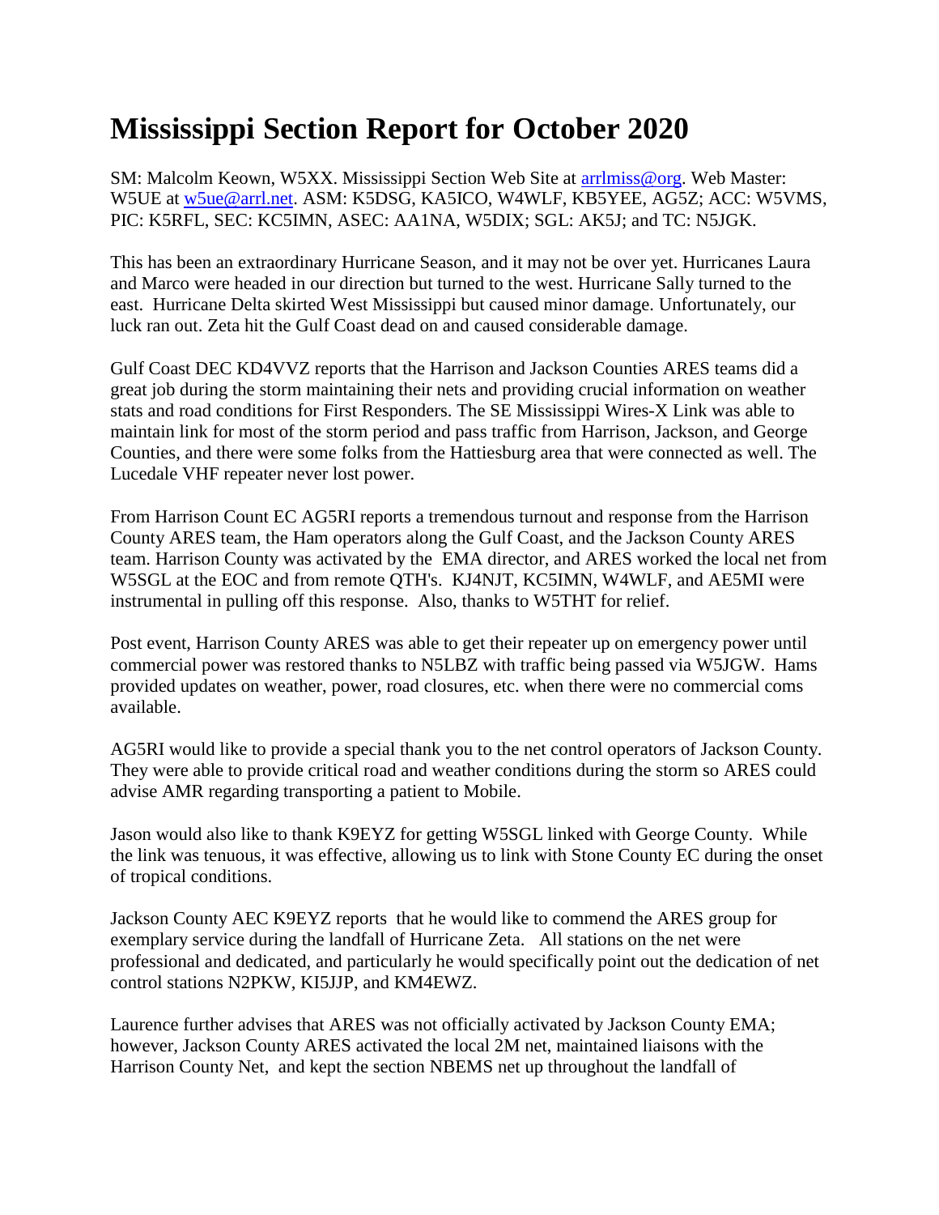# Mississippi Section Report for October 2020

SM: Malcolm Keown, W5XX. Mississippi Section Web Site at arrlmiss@org. Web Master: W5UE at w5ue@arrl.net. ASM: K5DSG, KA5ICO, W4WLF, KB5YEE, AG5Z; ACC: W5VMS, PIC: K5RFL, SEC: KC5IMN, ASEC: AA1NA, W5DIX; SGL: AK5J; and TC: N5JGK.

This has been an extraordinary Hurricane Season, and it may not be over yet. Hurricanes Laura and Marco were headed in our direction but turned to the west. Hurricane Sally turned to the east. Hurricane Delta skirted West Mississippi but caused minor damage. Unfortunately, our luck ran out. Zeta hit the Gulf Coast dead on and caused considerable damage.

Gulf Coast DEC KD4VVZ reports that the Harrison and Jackson Counties ARES teams did a great job during the storm maintaining their nets and providing crucial information on weather stats and road conditions for First Responders. The SE Mississippi Wires-X Link was able to maintain link for most of the storm period and pass traffic from Harrison, Jackson, and George Counties, and there were some folks from the Hattiesburg area that were connected as well. The Lucedale VHF repeater never lost power.

From Harrison Count EC AG5RI reports a tremendous turnout and response from the Harrison County ARES team, the Ham operators along the Gulf Coast, and the Jackson County ARES team. Harrison County was activated by the EMA director, and ARES worked the local net from W5SGL at the EOC and from remote QTH's. KJ4NJT, KC5IMN, W4WLF, and AE5MI were instrumental in pulling off this response. Also, thanks to W5THT for relief.

Post event, Harrison County ARES was able to get their repeater up on emergency power until commercial power was restored thanks to N5LBZ with traffic being passed via W5JGW. Hams provided updates on weather, power, road closures, etc. when there were no commercial coms available.

AG5RI would like to provide a special thank you to the net control operators of Jackson County. They were able to provide critical road and weather conditions during the storm so ARES could advise AMR regarding transporting a patient to Mobile.

Jason would also like to thank K9EYZ for getting W5SGL linked with George County. While the link was tenuous, it was effective, allowing us to link with Stone County EC during the onset of tropical conditions.

Jackson County AEC K9EYZ reports that he would like to commend the ARES group for exemplary service during the landfall of Hurricane Zeta. All stations on the net were professional and dedicated, and particularly he would specifically point out the dedication of net control stations N2PKW, KI5JJP, and KM4EWZ.

Laurence further advises that ARES was not officially activated by Jackson County EMA; however, Jackson County ARES activated the local 2M net, maintained liaisons with the Harrison County Net, and kept the section NBEMS net up throughout the landfall of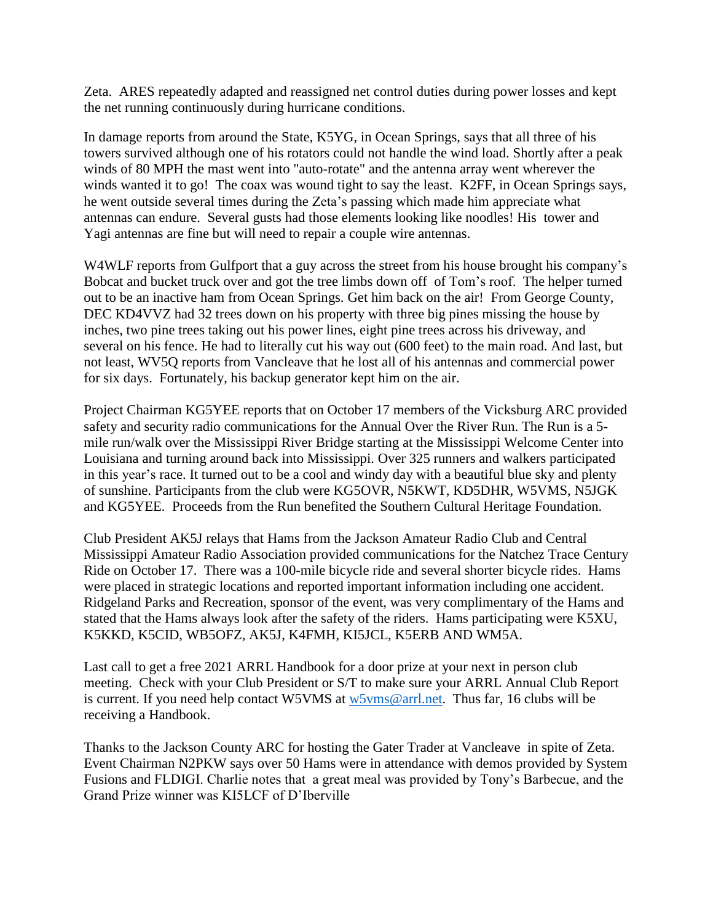Zeta. ARES repeatedly adapted and reassigned net control duties during power losses and kept the net running continuously during hurricane conditions.

In damage reports from around the State, K5YG, in Ocean Springs, says that all three of his towers survived although one of his rotators could not handle the wind load. Shortly after a peak winds of 80 MPH the mast went into "auto-rotate" and the antenna array went wherever the winds wanted it to go! The coax was wound tight to say the least. K2FF, in Ocean Springs says, he went outside several times during the Zeta's passing which made him appreciate what antennas can endure. Several gusts had those elements looking like noodles! His tower and Yagi antennas are fine but will need to repair a couple wire antennas.

W4WLF reports from Gulfport that a guy across the street from his house brought his company's Bobcat and bucket truck over and got the tree limbs down off of Tom's roof. The helper turned out to be an inactive ham from Ocean Springs. Get him back on the air! From George County, DEC KD4VVZ had 32 trees down on his property with three big pines missing the house by inches, two pine trees taking out his power lines, eight pine trees across his driveway, and several on his fence. He had to literally cut his way out (600 feet) to the main road. And last, but not least, WV5Q reports from Vancleave that he lost all of his antennas and commercial power for six days. Fortunately, his backup generator kept him on the air.

Project Chairman KG5YEE reports that on October 17 members of the Vicksburg ARC provided safety and security radio communications for the Annual Over the River Run. The Run is a 5-mile run/walk over the Mississippi River Bridge starting at the Mississippi Welcome Center into Louisiana and turning around back into Mississippi. Over 325 runners and walkers participated in this year's race. It turned out to be a cool and windy day with a beautiful blue sky and plenty of sunshine. Participants from the club were KG5OVR, N5KWT, KD5DHR, W5VMS, N5JGK and KG5YEE. Proceeds from the Run benefited the Southern Cultural Heritage Foundation.

Club President AK5J relays that Hams from the Jackson Amateur Radio Club and Central Mississippi Amateur Radio Association provided communications for the Natchez Trace Century Ride on October 17. There was a 100-mile bicycle ride and several shorter bicycle rides. Hams were placed in strategic locations and reported important information including one accident. Ridgeland Parks and Recreation, sponsor of the event, was very complimentary of the Hams and stated that the Hams always look after the safety of the riders. Hams participating were K5XU, K5KKD, K5CID, WB5OFZ, AK5J, K4FMH, KI5JCL, K5ERB AND WM5A.

Last call to get a free 2021 ARRL Handbook for a door prize at your next in person club meeting. Check with your Club President or S/T to make sure your ARRL Annual Club Report is current. If you need help contact W5VMS at w5vms@arrl.net. Thus far, 16 clubs will be receiving a Handbook.

Thanks to the Jackson County ARC for hosting the Gater Trader at Vancleave in spite of Zeta. Event Chairman N2PKW says over 50 Hams were in attendance with demos provided by System Fusions and FLDIGI. Charlie notes that a great meal was provided by Tony's Barbecue, and the Grand Prize winner was KI5LCF of D'Iberville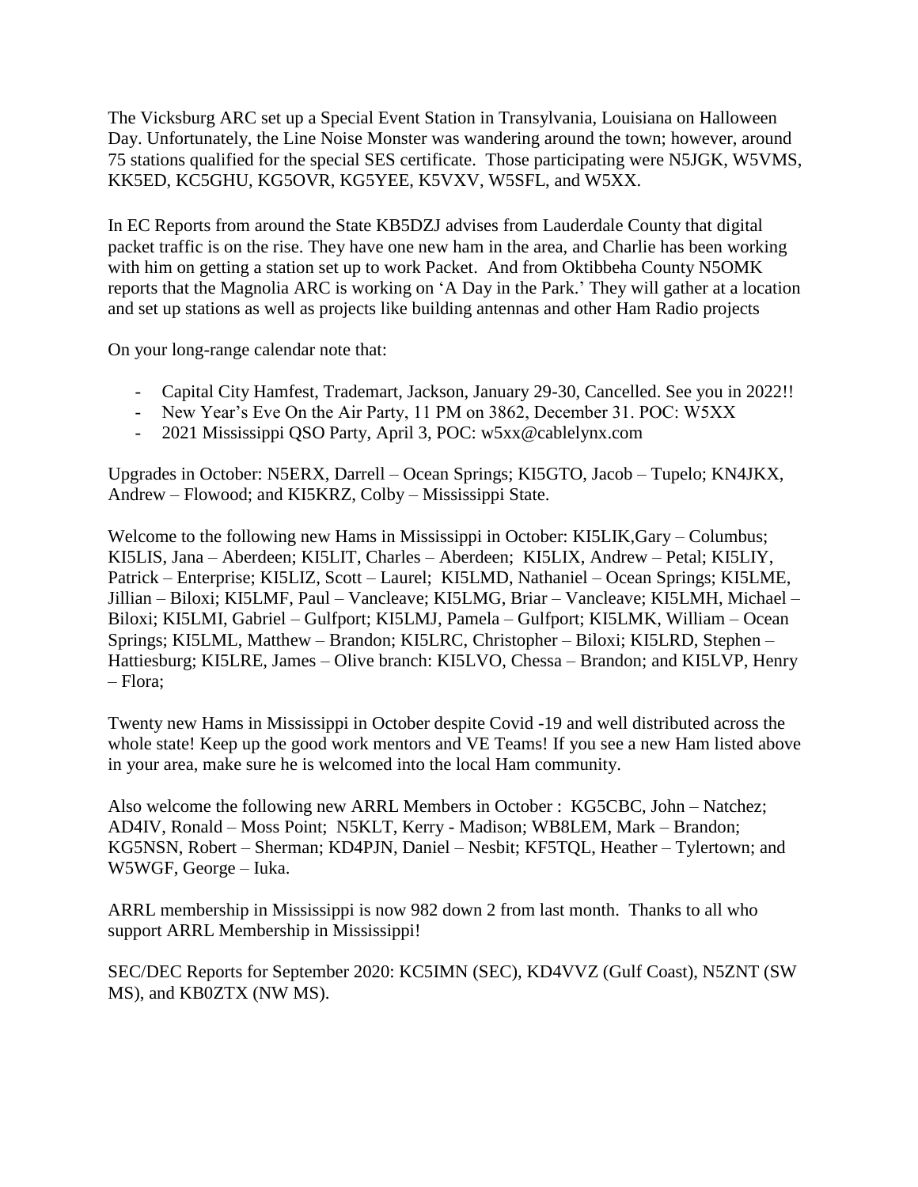The Vicksburg ARC set up a Special Event Station in Transylvania, Louisiana on Halloween Day. Unfortunately, the Line Noise Monster was wandering around the town; however, around 75 stations qualified for the special SES certificate. Those participating were N5JGK, W5VMS, KK5ED, KC5GHU, KG5OVR, KG5YEE, K5VXV, W5SFL, and W5XX.

In EC Reports from around the State KB5DZJ advises from Lauderdale County that digital packet traffic is on the rise. They have one new ham in the area, and Charlie has been working with him on getting a station set up to work Packet. And from Oktibbeha County N5OMK reports that the Magnolia ARC is working on 'A Day in the Park.' They will gather at a location and set up stations as well as projects like building antennas and other Ham Radio projects

On your long-range calendar note that:

- Capital City Hamfest, Trademart, Jackson, January 29-30, Cancelled. See you in 2022!!
- New Year's Eve On the Air Party, 11 PM on 3862, December 31. POC: W5XX
- 2021 Mississippi QSO Party, April 3, POC: w5xx@cablelynx.com

Upgrades in October: N5ERX, Darrell – Ocean Springs; KI5GTO, Jacob – Tupelo; KN4JKX, Andrew – Flowood; and KI5KRZ, Colby – Mississippi State.

Welcome to the following new Hams in Mississippi in October: KI5LIK,Gary – Columbus; KI5LIS, Jana – Aberdeen; KI5LIT, Charles – Aberdeen; KI5LIX, Andrew – Petal; KI5LIY, Patrick – Enterprise; KI5LIZ, Scott – Laurel; KI5LMD, Nathaniel – Ocean Springs; KI5LME, Jillian – Biloxi; KI5LMF, Paul – Vancleave; KI5LMG, Briar – Vancleave; KI5LMH, Michael – Biloxi; KI5LMI, Gabriel – Gulfport; KI5LMJ, Pamela – Gulfport; KI5LMK, William – Ocean Springs; KI5LML, Matthew – Brandon; KI5LRC, Christopher – Biloxi; KI5LRD, Stephen – Hattiesburg; KI5LRE, James – Olive branch: KI5LVO, Chessa – Brandon; and KI5LVP, Henry – Flora;

Twenty new Hams in Mississippi in October despite Covid -19 and well distributed across the whole state! Keep up the good work mentors and VE Teams! If you see a new Ham listed above in your area, make sure he is welcomed into the local Ham community.

Also welcome the following new ARRL Members in October : KG5CBC, John – Natchez; AD4IV, Ronald – Moss Point; N5KLT, Kerry - Madison; WB8LEM, Mark – Brandon; KG5NSN, Robert – Sherman; KD4PJN, Daniel – Nesbit; KF5TQL, Heather – Tylertown; and W5WGF, George – Iuka.

ARRL membership in Mississippi is now 982 down 2 from last month. Thanks to all who support ARRL Membership in Mississippi!

SEC/DEC Reports for September 2020: KC5IMN (SEC), KD4VVZ (Gulf Coast), N5ZNT (SW MS), and KB0ZTX (NW MS).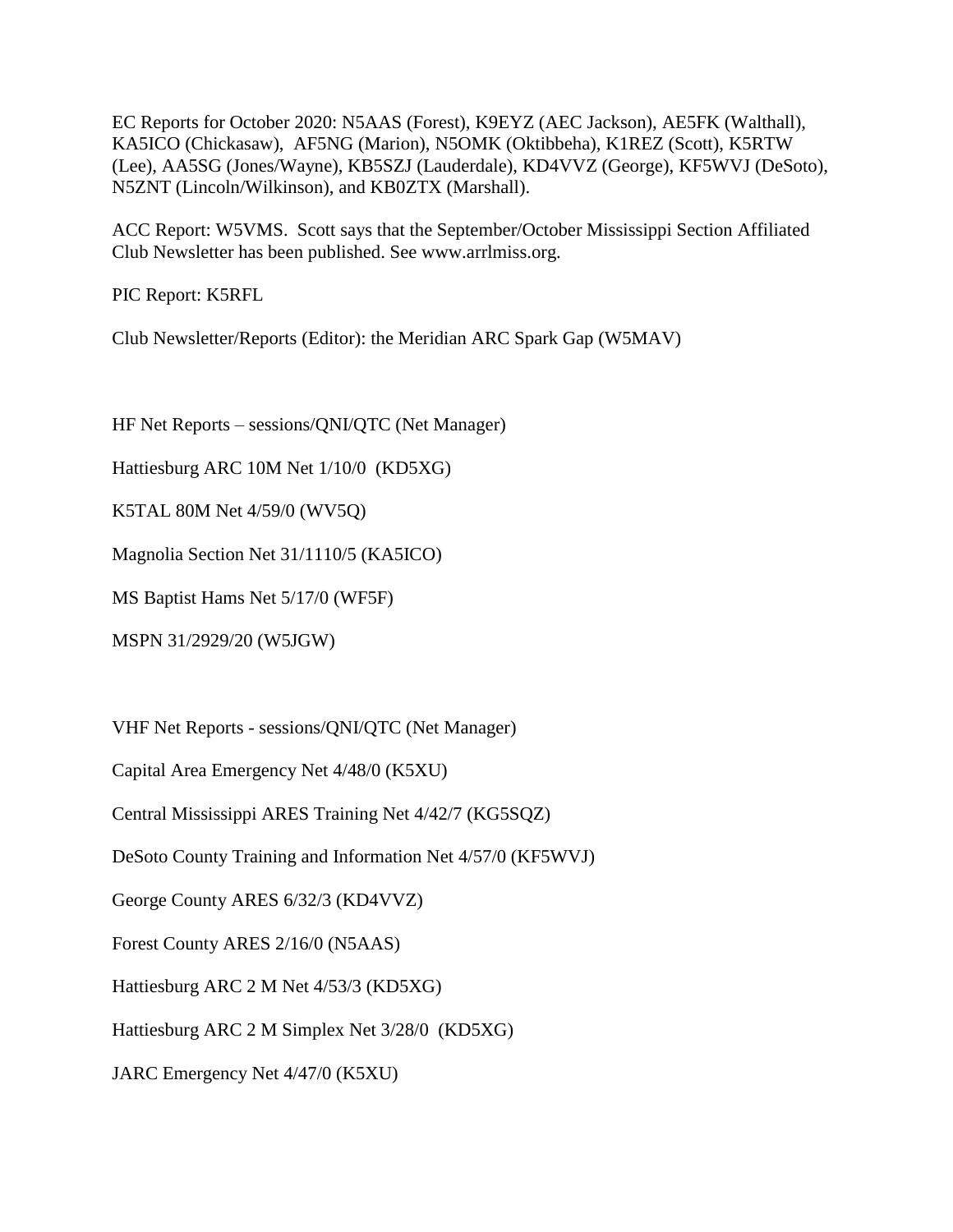EC Reports for October 2020: N5AAS (Forest), K9EYZ (AEC Jackson), AE5FK (Walthall), KA5ICO (Chickasaw), AF5NG (Marion), N5OMK (Oktibbeha), K1REZ (Scott), K5RTW (Lee), AA5SG (Jones/Wayne), KB5SZJ (Lauderdale), KD4VVZ (George), KF5WVJ (DeSoto), N5ZNT (Lincoln/Wilkinson), and KB0ZTX (Marshall).

ACC Report: W5VMS. Scott says that the September/October Mississippi Section Affiliated Club Newsletter has been published. See www.arrlmiss.org.

PIC Report: K5RFL

Club Newsletter/Reports (Editor): the Meridian ARC Spark Gap (W5MAV)

HF Net Reports – sessions/QNI/QTC (Net Manager)

Hattiesburg ARC 10M Net 1/10/0 (KD5XG)

K5TAL 80M Net 4/59/0 (WV5Q)

Magnolia Section Net 31/1110/5 (KA5ICO)

MS Baptist Hams Net 5/17/0 (WF5F)

MSPN 31/2929/20 (W5JGW)

VHF Net Reports - sessions/QNI/QTC (Net Manager)

Capital Area Emergency Net 4/48/0 (K5XU)

Central Mississippi ARES Training Net 4/42/7 (KG5SQZ)

DeSoto County Training and Information Net 4/57/0 (KF5WVJ)

George County ARES 6/32/3 (KD4VVZ)

Forest County ARES 2/16/0 (N5AAS)

Hattiesburg ARC 2 M Net 4/53/3 (KD5XG)

Hattiesburg ARC 2 M Simplex Net 3/28/0 (KD5XG)

JARC Emergency Net 4/47/0 (K5XU)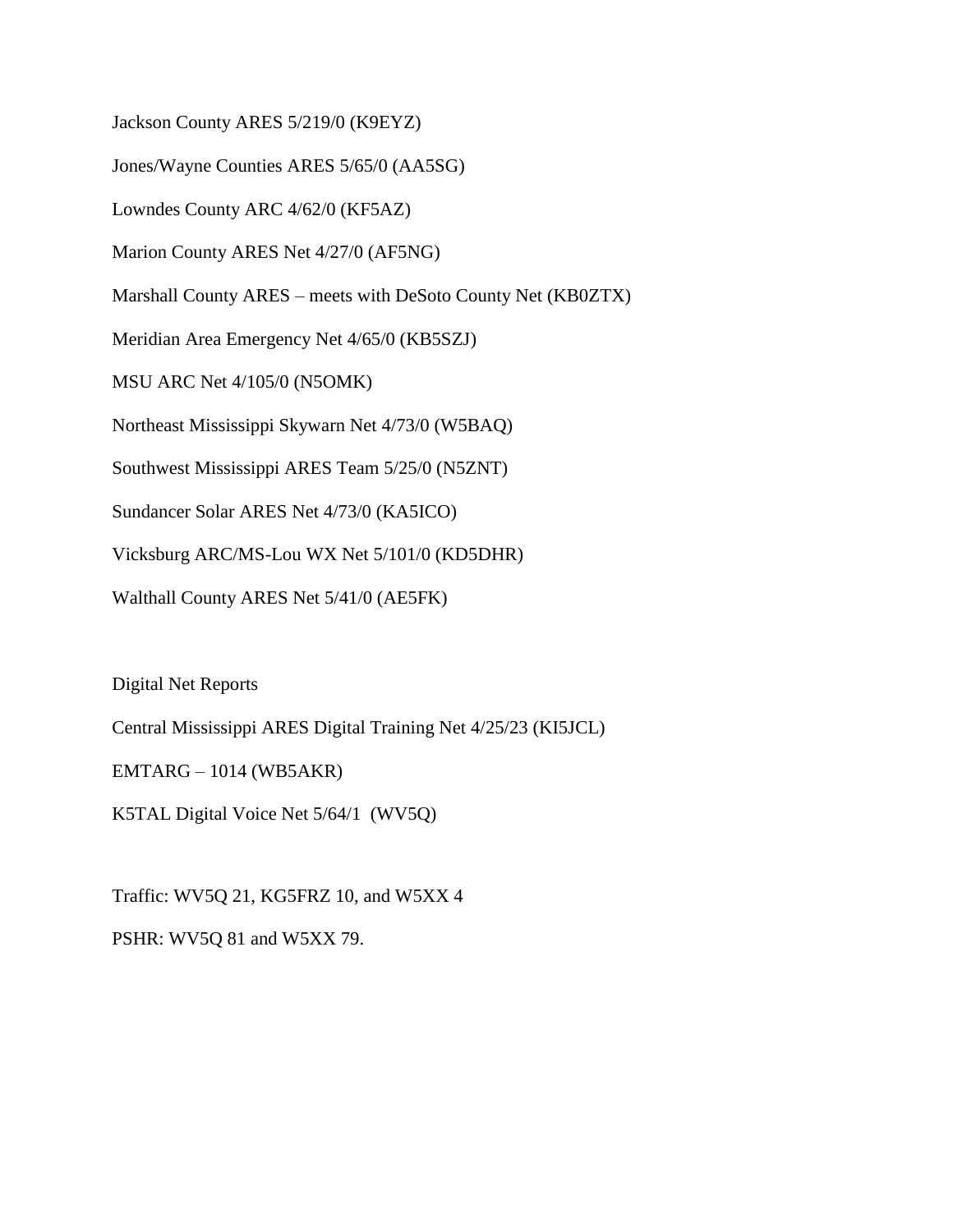Jackson County ARES 5/219/0 (K9EYZ)

Jones/Wayne Counties ARES 5/65/0 (AA5SG)

Lowndes County ARC 4/62/0 (KF5AZ)

Marion County ARES Net 4/27/0 (AF5NG)

Marshall County ARES – meets with DeSoto County Net (KB0ZTX)

Meridian Area Emergency Net 4/65/0 (KB5SZJ)

MSU ARC Net 4/105/0 (N5OMK)

Northeast Mississippi Skywarn Net 4/73/0 (W5BAQ)

Southwest Mississippi ARES Team 5/25/0 (N5ZNT)

Sundancer Solar ARES Net 4/73/0 (KA5ICO)

Vicksburg ARC/MS-Lou WX Net 5/101/0 (KD5DHR)

Walthall County ARES Net 5/41/0 (AE5FK)

Digital Net Reports

Central Mississippi ARES Digital Training Net 4/25/23 (KI5JCL)

EMTARG – 1014 (WB5AKR)

K5TAL Digital Voice Net 5/64/1 (WV5Q)

Traffic: WV5Q 21, KG5FRZ 10, and W5XX 4

PSHR: WV5Q 81 and W5XX 79.